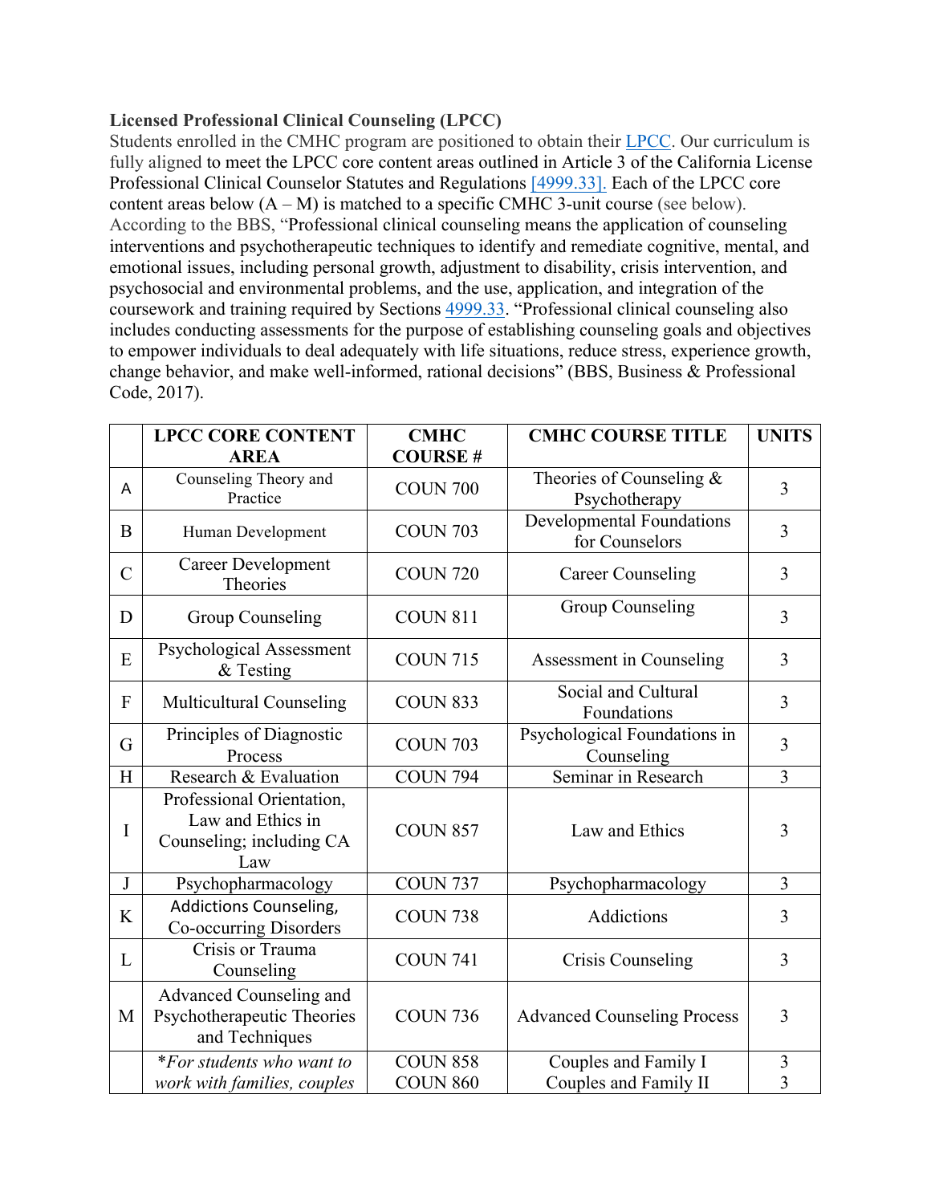**Licensed Professional Clinical Counseling (LPCC)**

Students enrolled in the CMHC program are positioned to obtain their LPCC. Our curriculum is fully aligned to meet the LPCC core content areas outlined in Article 3 of the California License Professional Clinical Counselor Statutes and Regulations [4999.33]. Each of the LPCC core content areas below (A – M) is matched to a specific CMHC 3-unit course (see below). According to the BBS, "Professional clinical counseling means the application of counseling interventions and psychotherapeutic techniques to identify and remediate cognitive, mental, and emotional issues, including personal growth, adjustment to disability, crisis intervention, and psychosocial and environmental problems, and the use, application, and integration of the coursework and training required by Sections 4999.33. "Professional clinical counseling also includes conducting assessments for the purpose of establishing counseling goals and objectives to empower individuals to deal adequately with life situations, reduce stress, experience growth, change behavior, and make well-informed, rational decisions" (BBS, Business & Professional Code, 2017).

| | LPCC CORE CONTENT AREA | CMHC COURSE # | CMHC COURSE TITLE | UNITS |
|---|---|---|---|---|
| A | Counseling Theory and Practice | COUN 700 | Theories of Counseling & Psychotherapy | 3 |
| B | Human Development | COUN 703 | Developmental Foundations for Counselors | 3 |
| C | Career Development Theories | COUN 720 | Career Counseling | 3 |
| D | Group Counseling | COUN 811 | Group Counseling | 3 |
| E | Psychological Assessment & Testing | COUN 715 | Assessment in Counseling | 3 |
| F | Multicultural Counseling | COUN 833 | Social and Cultural Foundations | 3 |
| G | Principles of Diagnostic Process | COUN 703 | Psychological Foundations in Counseling | 3 |
| H | Research & Evaluation | COUN 794 | Seminar in Research | 3 |
| I | Professional Orientation, Law and Ethics in Counseling; including CA Law | COUN 857 | Law and Ethics | 3 |
| J | Psychopharmacology | COUN 737 | Psychopharmacology | 3 |
| K | Addictions Counseling, Co-occurring Disorders | COUN 738 | Addictions | 3 |
| L | Crisis or Trauma Counseling | COUN 741 | Crisis Counseling | 3 |
| M | Advanced Counseling and Psychotherapeutic Theories and Techniques | COUN 736 | Advanced Counseling Process | 3 |
| | *\*For students who want to work with families, couples* | COUN 858<br>COUN 860 | Couples and Family I<br>Couples and Family II | 3<br>3 |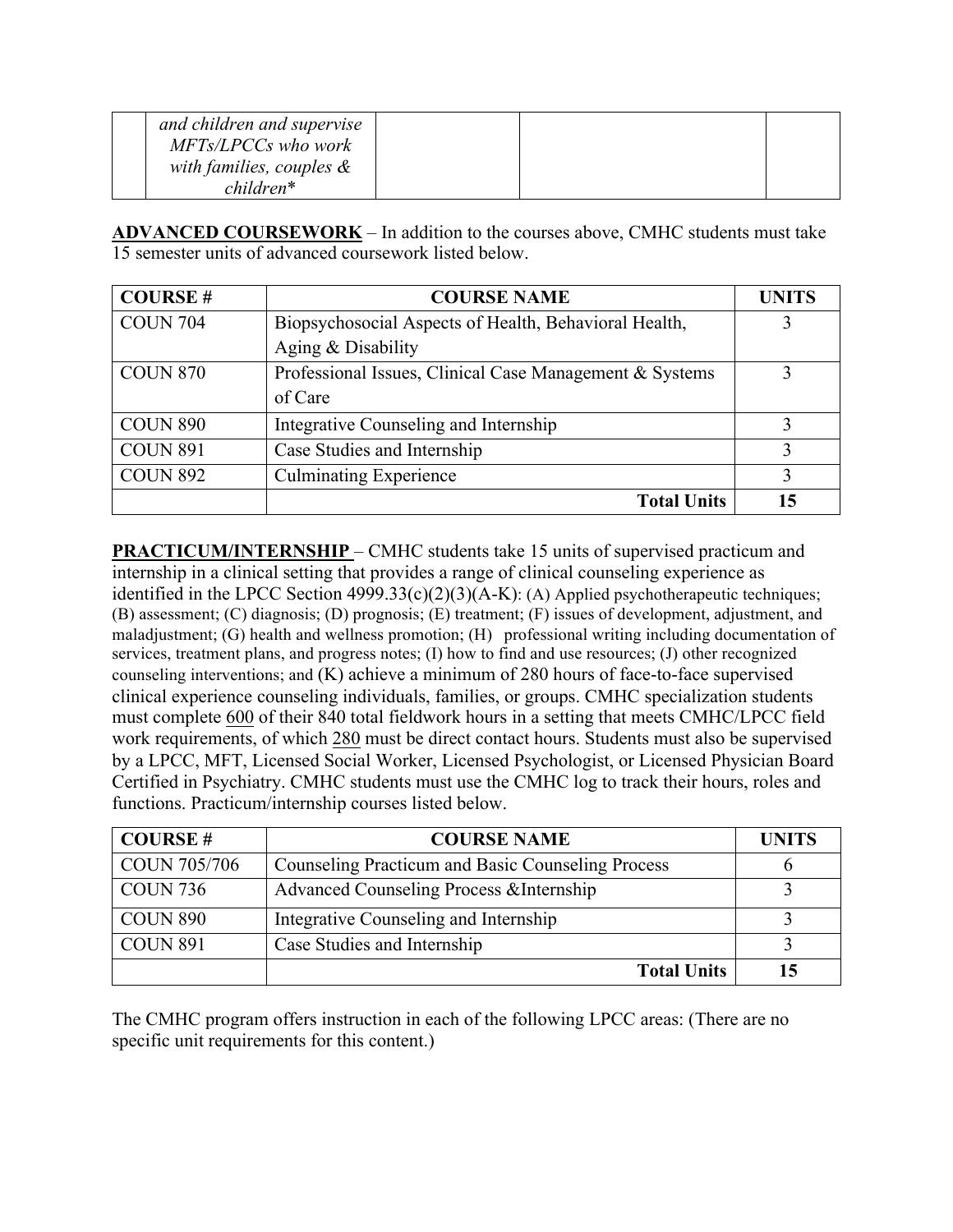| | *and children and supervise MFTs/LPCCs who work with families, couples & children** | | | |
|---|---|---|---|---|

**ADVANCED COURSEWORK** – In addition to the courses above, CMHC students must take 15 semester units of advanced coursework listed below.

| COURSE # | COURSE NAME | UNITS |
|---|---|---|
| COUN 704 | Biopsychosocial Aspects of Health, Behavioral Health, Aging & Disability | 3 |
| COUN 870 | Professional Issues, Clinical Case Management & Systems of Care | 3 |
| COUN 890 | Integrative Counseling and Internship | 3 |
| COUN 891 | Case Studies and Internship | 3 |
| COUN 892 | Culminating Experience | 3 |
| | **Total Units** | **15** |

**PRACTICUM/INTERNSHIP** – CMHC students take 15 units of supervised practicum and internship in a clinical setting that provides a range of clinical counseling experience as identified in the LPCC Section 4999.33(c)(2)(3)(A-K): (A) Applied psychotherapeutic techniques; (B) assessment; (C) diagnosis; (D) prognosis; (E) treatment; (F) issues of development, adjustment, and maladjustment; (G) health and wellness promotion; (H) professional writing including documentation of services, treatment plans, and progress notes; (I) how to find and use resources; (J) other recognized counseling interventions; and (K) achieve a minimum of 280 hours of face-to-face supervised clinical experience counseling individuals, families, or groups. CMHC specialization students must complete 600 of their 840 total fieldwork hours in a setting that meets CMHC/LPCC field work requirements, of which 280 must be direct contact hours. Students must also be supervised by a LPCC, MFT, Licensed Social Worker, Licensed Psychologist, or Licensed Physician Board Certified in Psychiatry. CMHC students must use the CMHC log to track their hours, roles and functions. Practicum/internship courses listed below.

| COURSE # | COURSE NAME | UNITS |
|---|---|---|
| COUN 705/706 | Counseling Practicum and Basic Counseling Process | 6 |
| COUN 736 | Advanced Counseling Process &Internship | 3 |
| COUN 890 | Integrative Counseling and Internship | 3 |
| COUN 891 | Case Studies and Internship | 3 |
| | **Total Units** | **15** |

The CMHC program offers instruction in each of the following LPCC areas: (There are no specific unit requirements for this content.)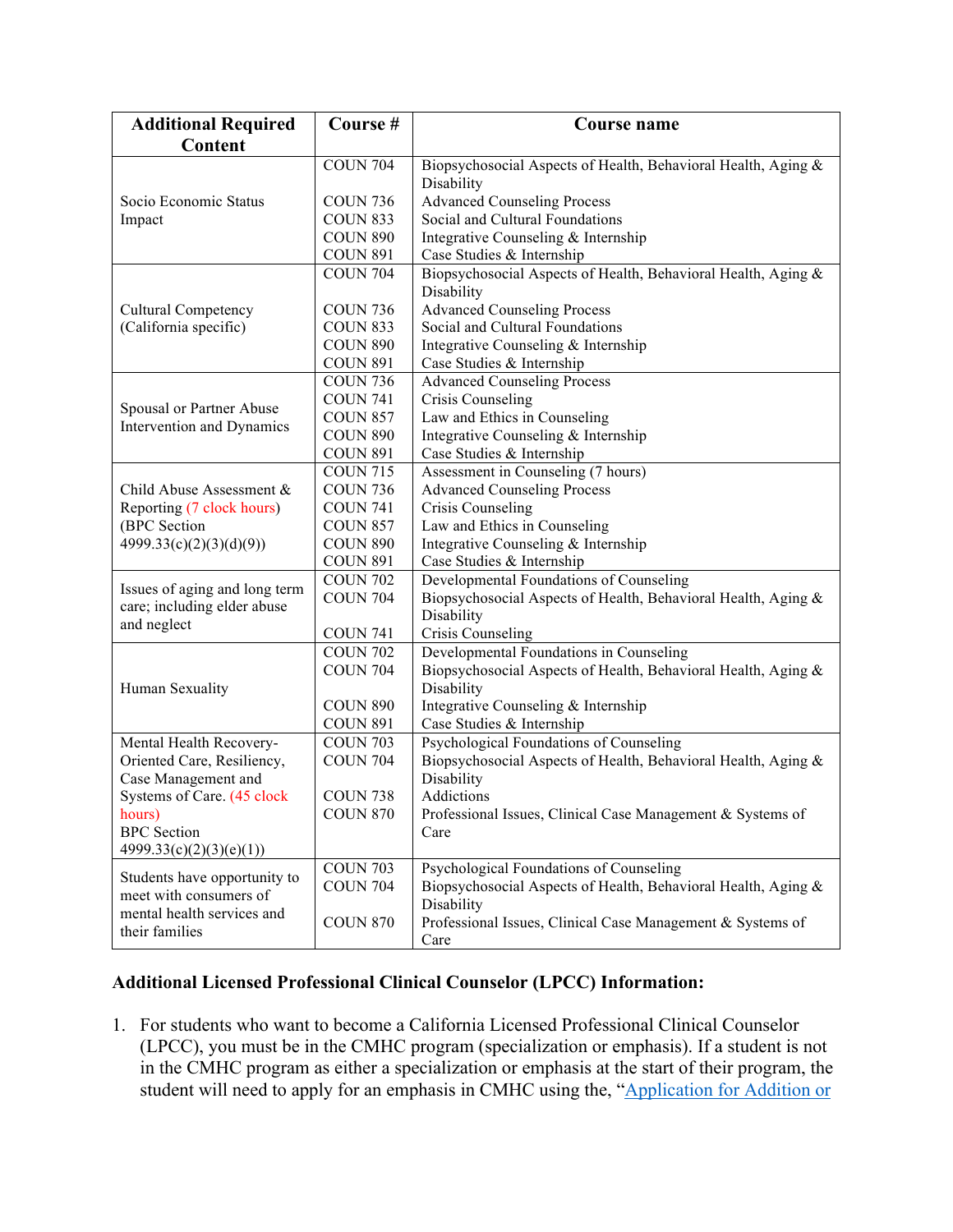| Additional Required Content | Course # | Course name |
|---|---|---|
| Socio Economic Status Impact | COUN 704<br>COUN 736<br>COUN 833<br>COUN 890<br>COUN 891 | Biopsychosocial Aspects of Health, Behavioral Health, Aging & Disability<br>Advanced Counseling Process<br>Social and Cultural Foundations<br>Integrative Counseling & Internship<br>Case Studies & Internship |
| Cultural Competency (California specific) | COUN 704<br>COUN 736<br>COUN 833<br>COUN 890<br>COUN 891 | Biopsychosocial Aspects of Health, Behavioral Health, Aging & Disability<br>Advanced Counseling Process<br>Social and Cultural Foundations<br>Integrative Counseling & Internship<br>Case Studies & Internship |
| Spousal or Partner Abuse Intervention and Dynamics | COUN 736<br>COUN 741<br>COUN 857<br>COUN 890<br>COUN 891 | Advanced Counseling Process<br>Crisis Counseling<br>Law and Ethics in Counseling<br>Integrative Counseling & Internship<br>Case Studies & Internship |
| Child Abuse Assessment & Reporting (7 clock hours) (BPC Section 4999.33(c)(2)(3)(d)(9)) | COUN 715<br>COUN 736<br>COUN 741<br>COUN 857<br>COUN 890<br>COUN 891 | Assessment in Counseling (7 hours)<br>Advanced Counseling Process<br>Crisis Counseling<br>Law and Ethics in Counseling<br>Integrative Counseling & Internship<br>Case Studies & Internship |
| Issues of aging and long term care; including elder abuse and neglect | COUN 702<br>COUN 704<br>COUN 741 | Developmental Foundations of Counseling<br>Biopsychosocial Aspects of Health, Behavioral Health, Aging & Disability<br>Crisis Counseling |
| Human Sexuality | COUN 702<br>COUN 704<br>COUN 890<br>COUN 891 | Developmental Foundations in Counseling<br>Biopsychosocial Aspects of Health, Behavioral Health, Aging & Disability<br>Integrative Counseling & Internship<br>Case Studies & Internship |
| Mental Health Recovery-Oriented Care, Resiliency, Case Management and Systems of Care. (45 clock hours) BPC Section 4999.33(c)(2)(3)(e)(1)) | COUN 703<br>COUN 704<br>COUN 738<br>COUN 870 | Psychological Foundations of Counseling<br>Biopsychosocial Aspects of Health, Behavioral Health, Aging & Disability<br>Addictions<br>Professional Issues, Clinical Case Management & Systems of Care |
| Students have opportunity to meet with consumers of mental health services and their families | COUN 703<br>COUN 704<br>COUN 870 | Psychological Foundations of Counseling<br>Biopsychosocial Aspects of Health, Behavioral Health, Aging & Disability<br>Professional Issues, Clinical Case Management & Systems of Care |

## Additional Licensed Professional Clinical Counselor (LPCC) Information:

1. For students who want to become a California Licensed Professional Clinical Counselor (LPCC), you must be in the CMHC program (specialization or emphasis). If a student is not in the CMHC program as either a specialization or emphasis at the start of their program, the student will need to apply for an emphasis in CMHC using the, "Application for Addition or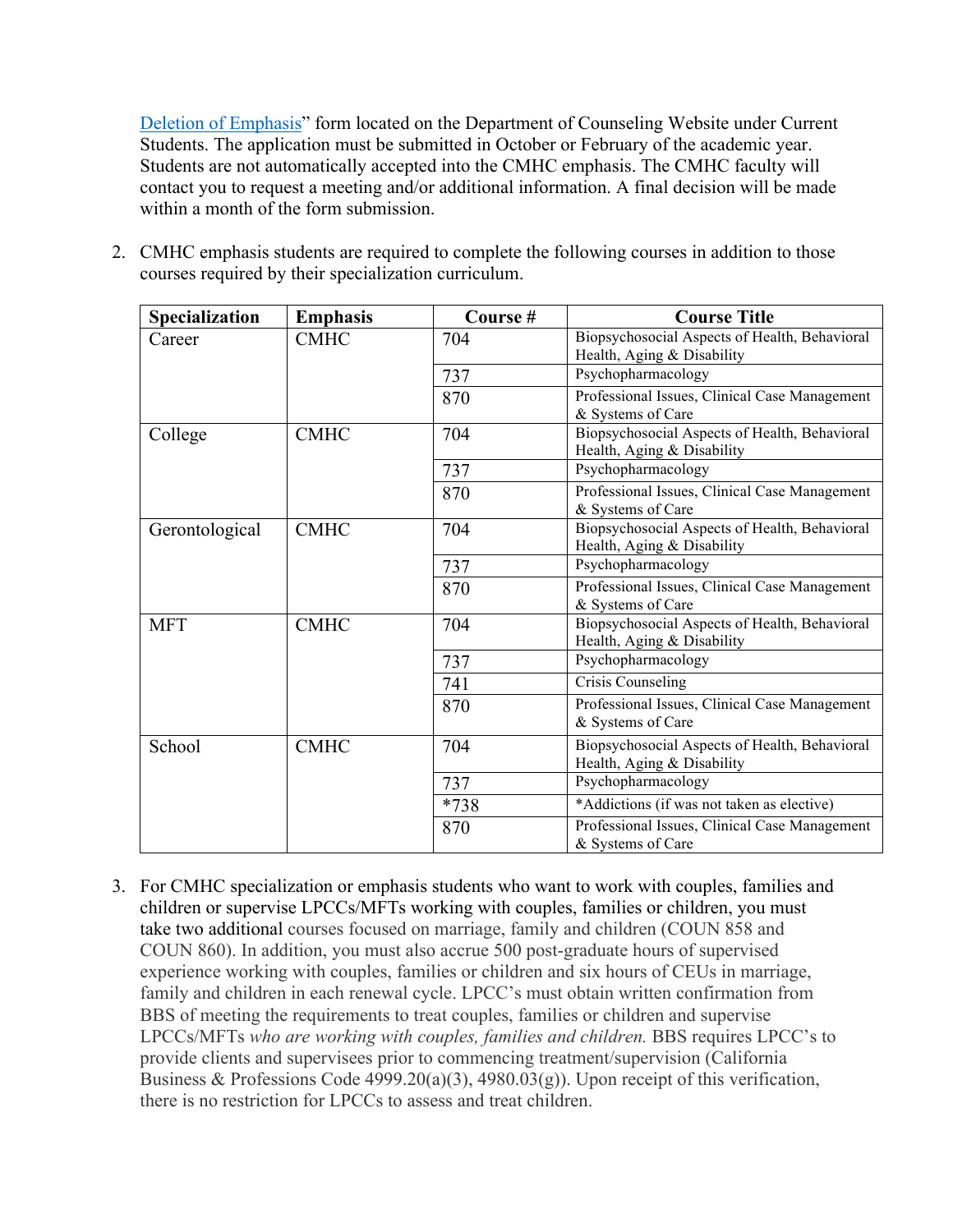Deletion of Emphasis" form located on the Department of Counseling Website under Current Students. The application must be submitted in October or February of the academic year. Students are not automatically accepted into the CMHC emphasis. The CMHC faculty will contact you to request a meeting and/or additional information. A final decision will be made within a month of the form submission.

2. CMHC emphasis students are required to complete the following courses in addition to those courses required by their specialization curriculum.

| Specialization | Emphasis | Course # | Course Title |
|---|---|---|---|
| Career | CMHC | 704 | Biopsychosocial Aspects of Health, Behavioral Health, Aging & Disability |
| | | 737 | Psychopharmacology |
| | | 870 | Professional Issues, Clinical Case Management & Systems of Care |
| College | CMHC | 704 | Biopsychosocial Aspects of Health, Behavioral Health, Aging & Disability |
| | | 737 | Psychopharmacology |
| | | 870 | Professional Issues, Clinical Case Management & Systems of Care |
| Gerontological | CMHC | 704 | Biopsychosocial Aspects of Health, Behavioral Health, Aging & Disability |
| | | 737 | Psychopharmacology |
| | | 870 | Professional Issues, Clinical Case Management & Systems of Care |
| MFT | CMHC | 704 | Biopsychosocial Aspects of Health, Behavioral Health, Aging & Disability |
| | | 737 | Psychopharmacology |
| | | 741 | Crisis Counseling |
| | | 870 | Professional Issues, Clinical Case Management & Systems of Care |
| School | CMHC | 704 | Biopsychosocial Aspects of Health, Behavioral Health, Aging & Disability |
| | | 737 | Psychopharmacology |
| | | *738 | *Addictions (if was not taken as elective) |
| | | 870 | Professional Issues, Clinical Case Management & Systems of Care |

3. For CMHC specialization or emphasis students who want to work with couples, families and children or supervise LPCCs/MFTs working with couples, families or children, you must take two additional courses focused on marriage, family and children (COUN 858 and COUN 860). In addition, you must also accrue 500 post-graduate hours of supervised experience working with couples, families or children and six hours of CEUs in marriage, family and children in each renewal cycle. LPCC's must obtain written confirmation from BBS of meeting the requirements to treat couples, families or children and supervise LPCCs/MFTs *who are working with couples, families and children.* BBS requires LPCC's to provide clients and supervisees prior to commencing treatment/supervision (California Business & Professions Code 4999.20(a)(3), 4980.03(g)). Upon receipt of this verification, there is no restriction for LPCCs to assess and treat children.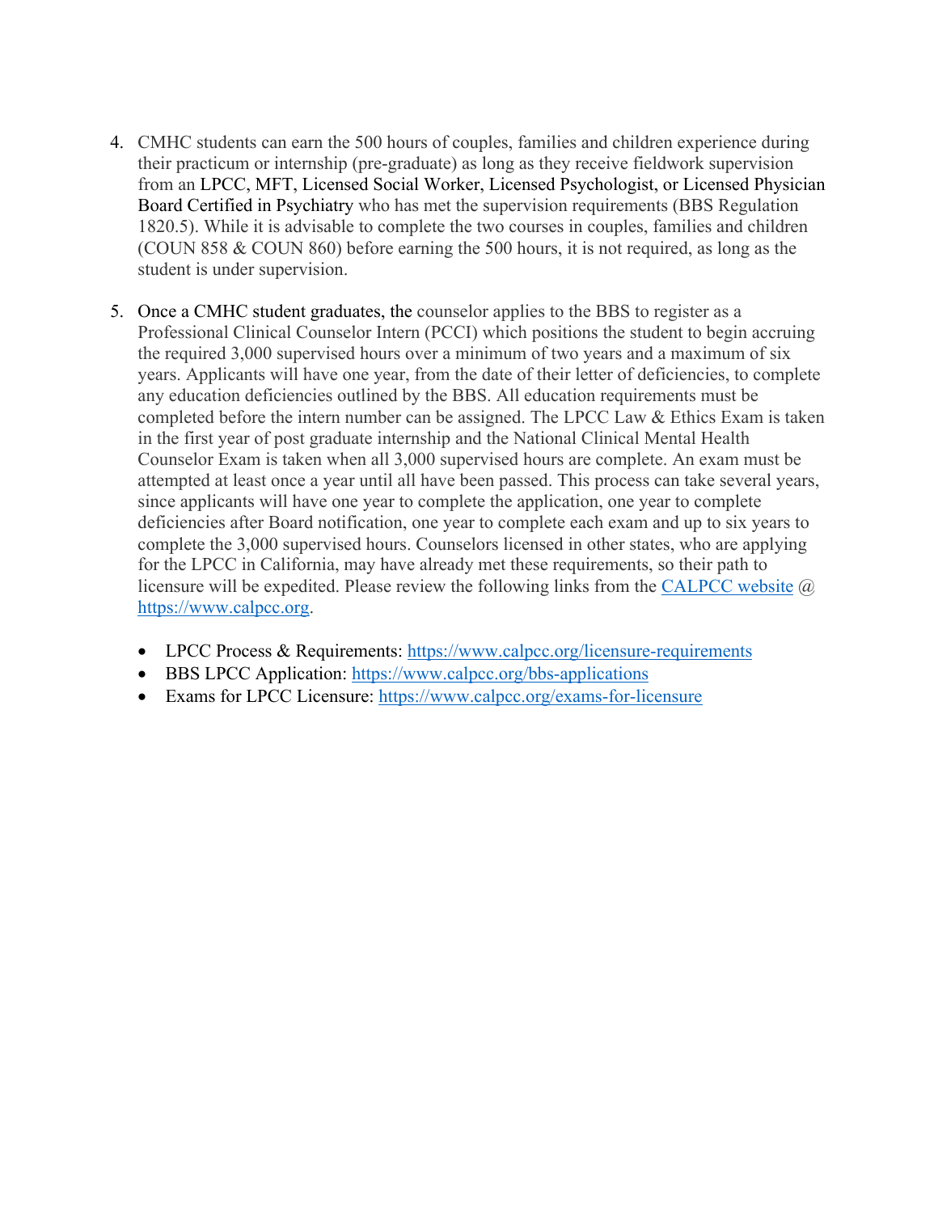4. CMHC students can earn the 500 hours of couples, families and children experience during their practicum or internship (pre-graduate) as long as they receive fieldwork supervision from an LPCC, MFT, Licensed Social Worker, Licensed Psychologist, or Licensed Physician Board Certified in Psychiatry who has met the supervision requirements (BBS Regulation 1820.5). While it is advisable to complete the two courses in couples, families and children (COUN 858 & COUN 860) before earning the 500 hours, it is not required, as long as the student is under supervision.

5. Once a CMHC student graduates, the counselor applies to the BBS to register as a Professional Clinical Counselor Intern (PCCI) which positions the student to begin accruing the required 3,000 supervised hours over a minimum of two years and a maximum of six years. Applicants will have one year, from the date of their letter of deficiencies, to complete any education deficiencies outlined by the BBS. All education requirements must be completed before the intern number can be assigned. The LPCC Law & Ethics Exam is taken in the first year of post graduate internship and the National Clinical Mental Health Counselor Exam is taken when all 3,000 supervised hours are complete. An exam must be attempted at least once a year until all have been passed. This process can take several years, since applicants will have one year to complete the application, one year to complete deficiencies after Board notification, one year to complete each exam and up to six years to complete the 3,000 supervised hours. Counselors licensed in other states, who are applying for the LPCC in California, may have already met these requirements, so their path to licensure will be expedited. Please review the following links from the [CALPCC website](https://www.calpcc.org) @ [https://www.calpcc.org](https://www.calpcc.org).

   - LPCC Process & Requirements: [https://www.calpcc.org/licensure-requirements](https://www.calpcc.org/licensure-requirements)
   - BBS LPCC Application: [https://www.calpcc.org/bbs-applications](https://www.calpcc.org/bbs-applications)
   - Exams for LPCC Licensure: [https://www.calpcc.org/exams-for-licensure](https://www.calpcc.org/exams-for-licensure)